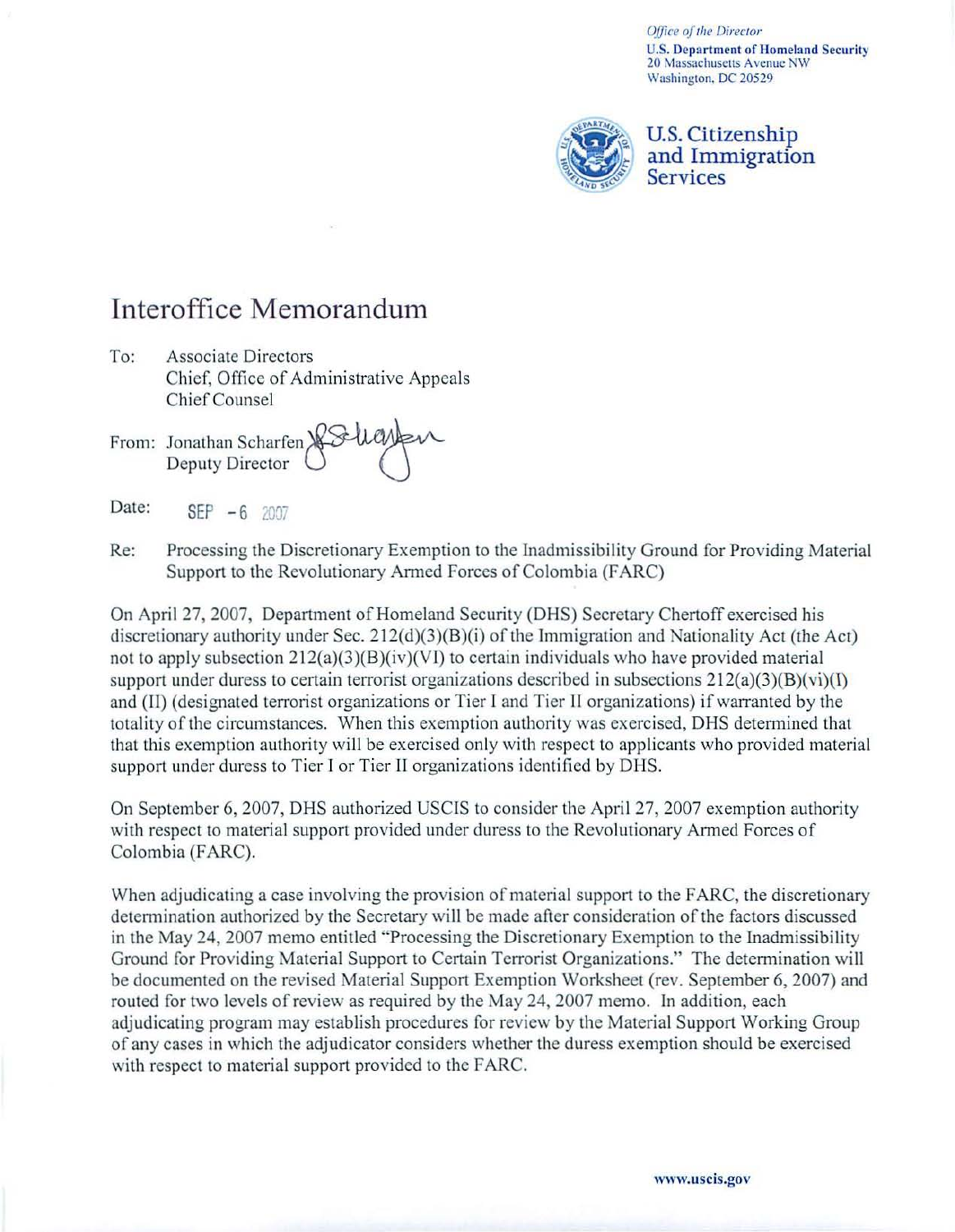*Office of the Director*
U.S. Department of Homeland Security
20 Massachusetts Avenue NW
Washington, DC 20529

U.S. Citizenship and Immigration Services

# Interoffice Memorandum

To: Associate Directors
Chief, Office of Administrative Appeals
Chief Counsel

From: Jonathan Scharfen
Deputy Director

Date: SEP - 6 2007

Re: Processing the Discretionary Exemption to the Inadmissibility Ground for Providing Material Support to the Revolutionary Armed Forces of Colombia (FARC)

On April 27, 2007, Department of Homeland Security (DHS) Secretary Chertoff exercised his discretionary authority under Sec. 212(d)(3)(B)(i) of the Immigration and Nationality Act (the Act) not to apply subsection 212(a)(3)(B)(iv)(VI) to certain individuals who have provided material support under duress to certain terrorist organizations described in subsections 212(a)(3)(B)(vi)(I) and (II) (designated terrorist organizations or Tier I and Tier II organizations) if warranted by the totality of the circumstances. When this exemption authority was exercised, DHS determined that that this exemption authority will be exercised only with respect to applicants who provided material support under duress to Tier I or Tier II organizations identified by DHS.

On September 6, 2007, DHS authorized USCIS to consider the April 27, 2007 exemption authority with respect to material support provided under duress to the Revolutionary Armed Forces of Colombia (FARC).

When adjudicating a case involving the provision of material support to the FARC, the discretionary determination authorized by the Secretary will be made after consideration of the factors discussed in the May 24, 2007 memo entitled "Processing the Discretionary Exemption to the Inadmissibility Ground for Providing Material Support to Certain Terrorist Organizations." The determination will be documented on the revised Material Support Exemption Worksheet (rev. September 6, 2007) and routed for two levels of review as required by the May 24, 2007 memo. In addition, each adjudicating program may establish procedures for review by the Material Support Working Group of any cases in which the adjudicator considers whether the duress exemption should be exercised with respect to material support provided to the FARC.

www.uscis.gov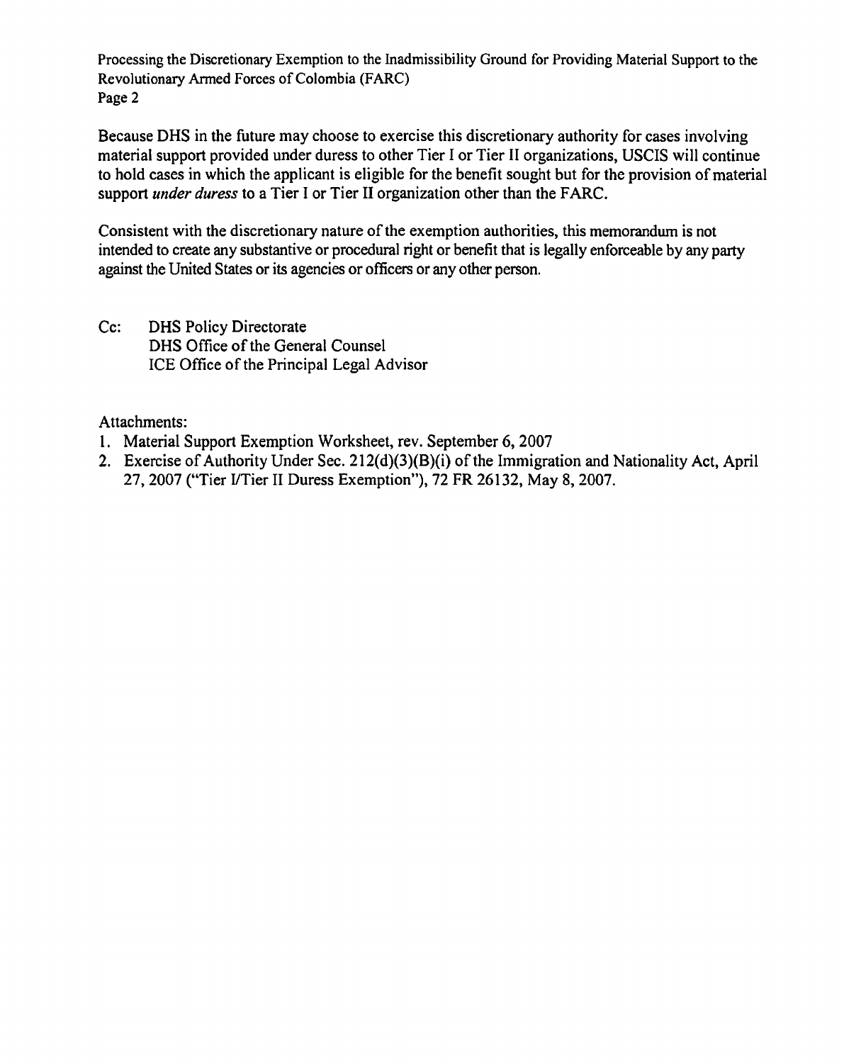Because DHS in the future may choose to exercise this discretionary authority for cases involving material support provided under duress to other Tier I or Tier II organizations, USCIS will continue to hold cases in which the applicant is eligible for the benefit sought but for the provision of material support *under duress* to a Tier I or Tier II organization other than the FARC.

Consistent with the discretionary nature of the exemption authorities, this memorandum is not intended to create any substantive or procedural right or benefit that is legally enforceable by any party against the United States or its agencies or officers or any other person.

Cc: DHS Policy Directorate
DHS Office of the General Counsel
ICE Office of the Principal Legal Advisor

Attachments:

1. Material Support Exemption Worksheet, rev. September 6, 2007
2. Exercise of Authority Under Sec. 212(d)(3)(B)(i) of the Immigration and Nationality Act, April 27, 2007 ("Tier I/Tier II Duress Exemption"), 72 FR 26132, May 8, 2007.